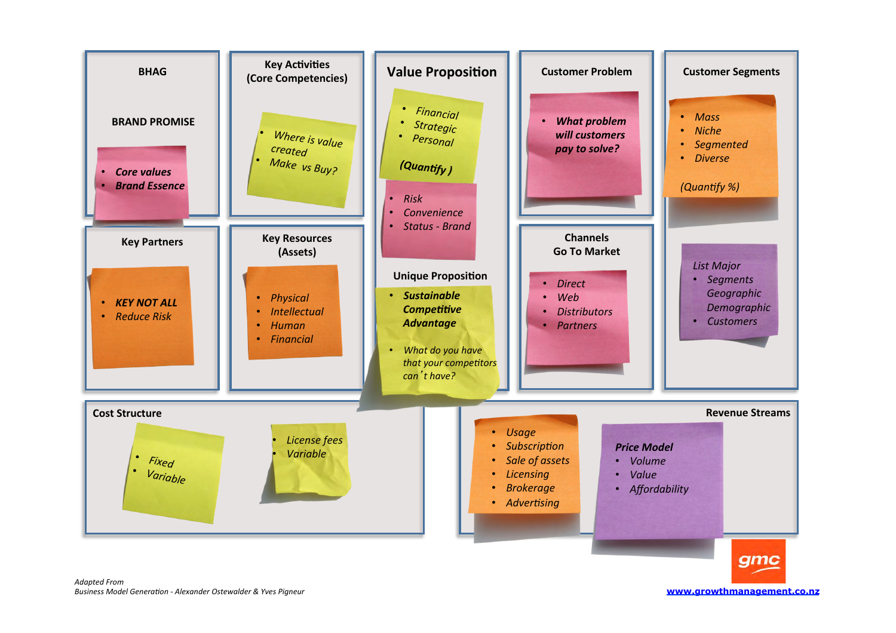## BHAG

## BRAND PROMISE

- *Core values*
- *Brand Essence*

## Key Activities (Core Competencies)

- *Where is value created*
- *Make vs Buy?*

## Value Proposition

- *Financial*
- *Strategic*
- *Personal*

*(Quantify )*

- *Risk*
- *Convenience*
- *Status - Brand*

### Unique Proposition

- ***Sustainable Competitive Advantage***
- *What do you have that your competitors can't have?*

## Customer Problem

- ***What problem will customers pay to solve?***

## Customer Segments

- *Mass*
- *Niche*
- *Segmented*
- *Diverse*

*(Quantify %)*

*List Major*

- *Segments Geographic Demographic*
- *Customers*

## Key Partners

- ***KEY NOT ALL***
- *Reduce Risk*

## Key Resources (Assets)

- *Physical*
- *Intellectual*
- *Human*
- *Financial*

## Channels Go To Market

- *Direct*
- *Web*
- *Distributors*
- *Partners*

## Cost Structure

- *Fixed*
- *Variable*

- *License fees*
- *Variable*

## Revenue Streams

- *Usage*
- *Subscription*
- *Sale of assets*
- *Licensing*
- *Brokerage*
- *Advertising*

***Price Model***

- *Volume*
- *Value*
- *Affordability*

*Adapted From*
*Business Model Generation - Alexander Ostewalder & Yves Pigneur*

gmc

www.growthmanagement.co.nz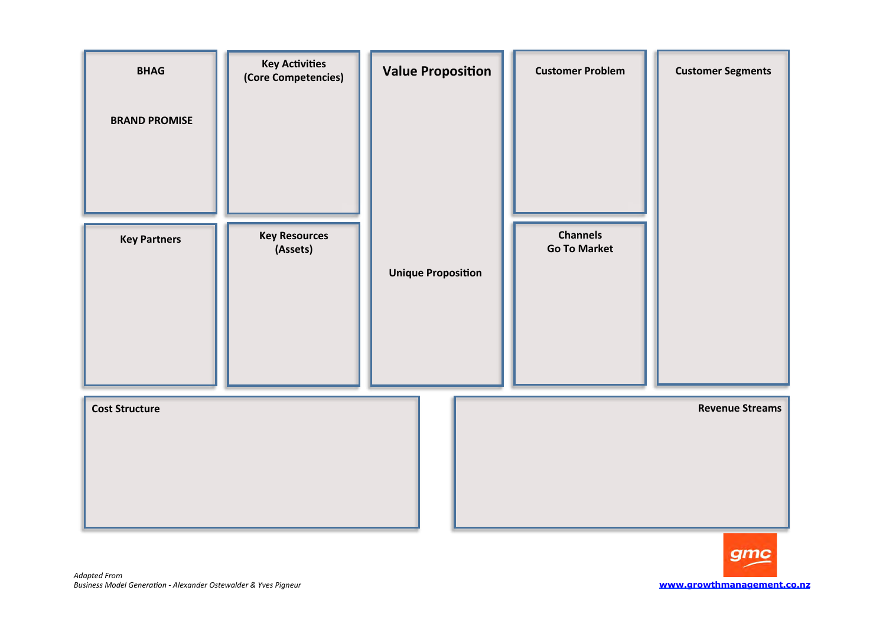BHAG

BRAND PROMISE

Key Activities
(Core Competencies)

Value Proposition

Unique Proposition

Customer Problem

Customer Segments

Key Partners

Key Resources
(Assets)

Channels
Go To Market

Cost Structure

Revenue Streams

*Adapted From*
*Business Model Generation - Alexander Ostewalder & Yves Pigneur*

gmc

www.growthmanagement.co.nz